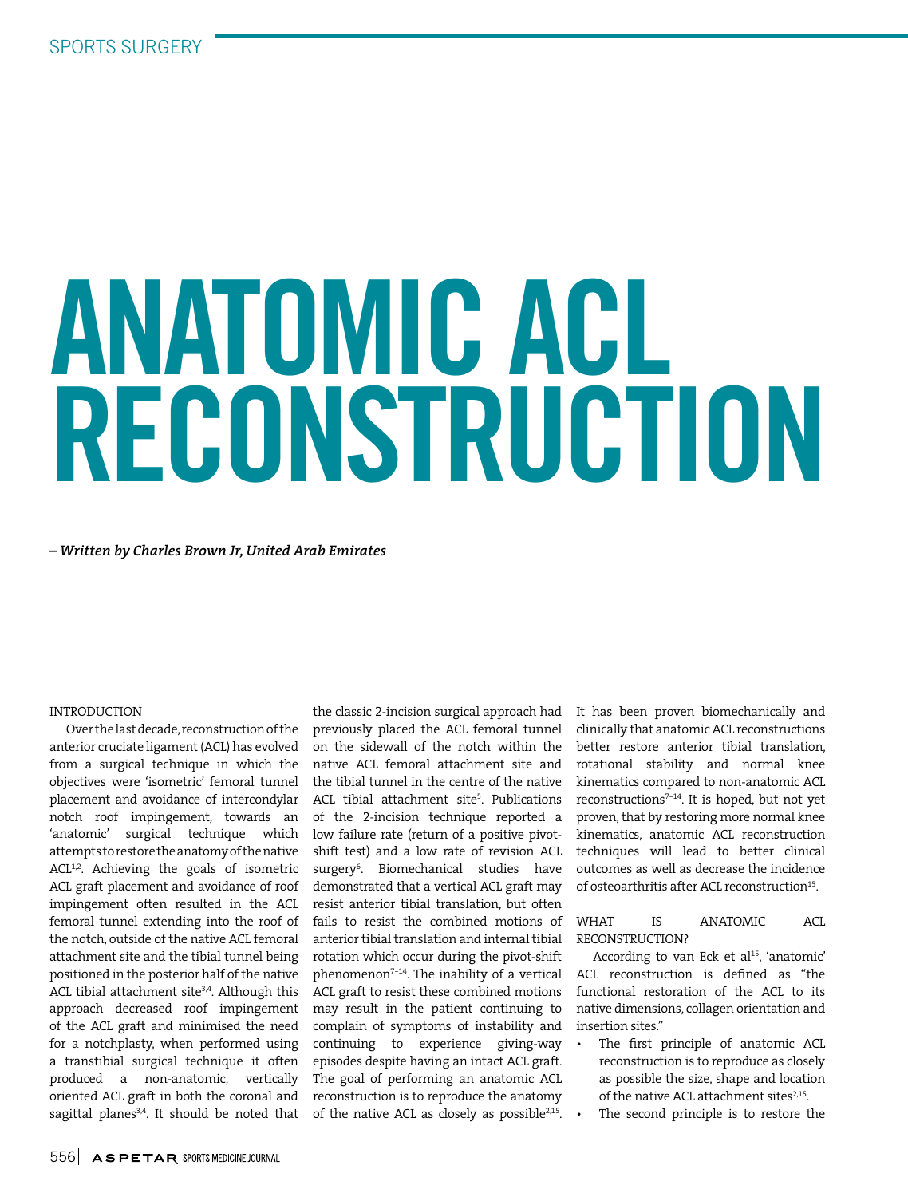# ANATOMIC ACL RECONSTRUCTION

***– Written by Charles Brown Jr, United Arab Emirates***

## INTRODUCTION

Over the last decade, reconstruction of the anterior cruciate ligament (ACL) has evolved from a surgical technique in which the objectives were 'isometric' femoral tunnel placement and avoidance of intercondylar notch roof impingement, towards an 'anatomic' surgical technique which attempts to restore the anatomy of the native ACL[1,2]. Achieving the goals of isometric ACL graft placement and avoidance of roof impingement often resulted in the ACL femoral tunnel extending into the roof of the notch, outside of the native ACL femoral attachment site and the tibial tunnel being positioned in the posterior half of the native ACL tibial attachment site[3,4]. Although this approach decreased roof impingement of the ACL graft and minimised the need for a notchplasty, when performed using a transtibial surgical technique it often produced a non-anatomic, vertically oriented ACL graft in both the coronal and sagittal planes[3,4]. It should be noted that the classic 2-incision surgical approach had previously placed the ACL femoral tunnel on the sidewall of the notch within the native ACL femoral attachment site and the tibial tunnel in the centre of the native ACL tibial attachment site[5]. Publications of the 2-incision technique reported a low failure rate (return of a positive pivot-shift test) and a low rate of revision ACL surgery[6]. Biomechanical studies have demonstrated that a vertical ACL graft may resist anterior tibial translation, but often fails to resist the combined motions of anterior tibial translation and internal tibial rotation which occur during the pivot-shift phenomenon[7-14]. The inability of a vertical ACL graft to resist these combined motions may result in the patient continuing to complain of symptoms of instability and continuing to experience giving-way episodes despite having an intact ACL graft. The goal of performing an anatomic ACL reconstruction is to reproduce the anatomy of the native ACL as closely as possible[2,15]. It has been proven biomechanically and clinically that anatomic ACL reconstructions better restore anterior tibial translation, rotational stability and normal knee kinematics compared to non-anatomic ACL reconstructions[7-14]. It is hoped, but not yet proven, that by restoring more normal knee kinematics, anatomic ACL reconstruction techniques will lead to better clinical outcomes as well as decrease the incidence of osteoarthritis after ACL reconstruction[15].

## WHAT IS ANATOMIC ACL RECONSTRUCTION?

According to van Eck et al[15], 'anatomic' ACL reconstruction is defined as "the functional restoration of the ACL to its native dimensions, collagen orientation and insertion sites."

- The first principle of anatomic ACL reconstruction is to reproduce as closely as possible the size, shape and location of the native ACL attachment sites[2,15].
- The second principle is to restore the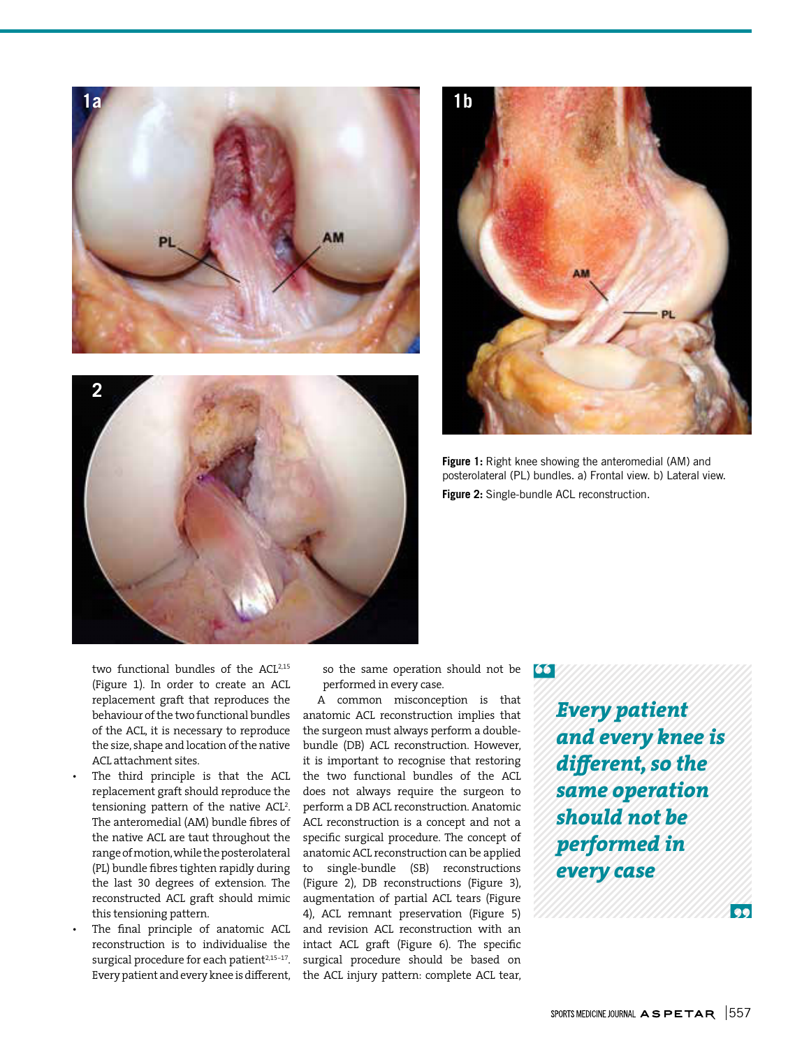**Figure 1:** Right knee showing the anteromedial (AM) and posterolateral (PL) bundles. a) Frontal view. b) Lateral view.

**Figure 2:** Single-bundle ACL reconstruction.

two functional bundles of the ACL[2,15] (Figure 1). In order to create an ACL replacement graft that reproduces the behaviour of the two functional bundles of the ACL, it is necessary to reproduce the size, shape and location of the native ACL attachment sites.

- The third principle is that the ACL replacement graft should reproduce the tensioning pattern of the native ACL[2]. The anteromedial (AM) bundle fibres of the native ACL are taut throughout the range of motion, while the posterolateral (PL) bundle fibres tighten rapidly during the last 30 degrees of extension. The reconstructed ACL graft should mimic this tensioning pattern.
- The final principle of anatomic ACL reconstruction is to individualise the surgical procedure for each patient[2,15–17]. Every patient and every knee is different, so the same operation should not be performed in every case.

A common misconception is that anatomic ACL reconstruction implies that the surgeon must always perform a double-bundle (DB) ACL reconstruction. However, it is important to recognise that restoring the two functional bundles of the ACL does not always require the surgeon to perform a DB ACL reconstruction. Anatomic ACL reconstruction is a concept and not a specific surgical procedure. The concept of anatomic ACL reconstruction can be applied to single-bundle (SB) reconstructions (Figure 2), DB reconstructions (Figure 3), augmentation of partial ACL tears (Figure 4), ACL remnant preservation (Figure 5) and revision ACL reconstruction with an intact ACL graft (Figure 6). The specific surgical procedure should be based on the ACL injury pattern: complete ACL tear,

> *Every patient and every knee is different, so the same operation should not be performed in every case*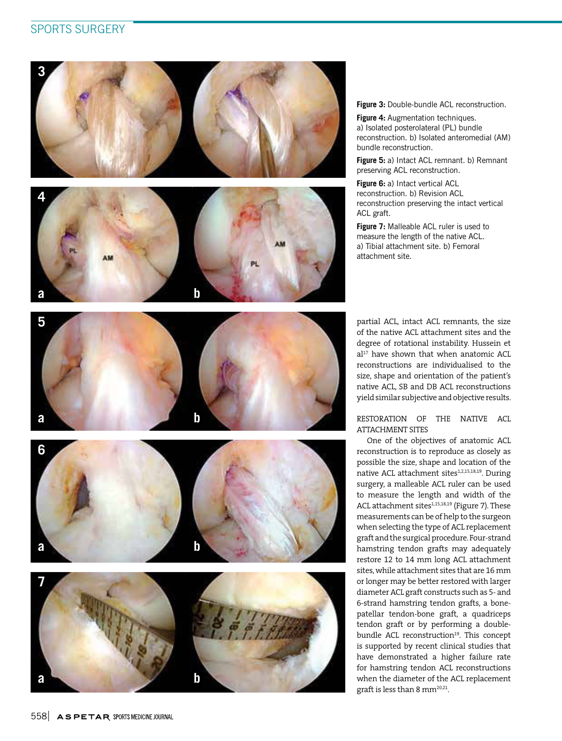**Figure 3:** Double-bundle ACL reconstruction.

**Figure 4:** Augmentation techniques. a) Isolated posterolateral (PL) bundle reconstruction. b) Isolated anteromedial (AM) bundle reconstruction.

**Figure 5:** a) Intact ACL remnant. b) Remnant preserving ACL reconstruction.

**Figure 6:** a) Intact vertical ACL reconstruction. b) Revision ACL reconstruction preserving the intact vertical ACL graft.

**Figure 7:** Malleable ACL ruler is used to measure the length of the native ACL. a) Tibial attachment site. b) Femoral attachment site.

partial ACL, intact ACL remnants, the size of the native ACL attachment sites and the degree of rotational instability. Hussein et al[17] have shown that when anatomic ACL reconstructions are individualised to the size, shape and orientation of the patient's native ACL, SB and DB ACL reconstructions yield similar subjective and objective results.

## RESTORATION OF THE NATIVE ACL ATTACHMENT SITES

One of the objectives of anatomic ACL reconstruction is to reproduce as closely as possible the size, shape and location of the native ACL attachment sites[1,2,15,18,19]. During surgery, a malleable ACL ruler can be used to measure the length and width of the ACL attachment sites[1,15,18,19] (Figure 7). These measurements can be of help to the surgeon when selecting the type of ACL replacement graft and the surgical procedure. Four-strand hamstring tendon grafts may adequately restore 12 to 14 mm long ACL attachment sites, while attachment sites that are 16 mm or longer may be better restored with larger diameter ACL graft constructs such as 5- and 6-strand hamstring tendon grafts, a bone-patellar tendon-bone graft, a quadriceps tendon graft or by performing a double-bundle ACL reconstruction[19]. This concept is supported by recent clinical studies that have demonstrated a higher failure rate for hamstring tendon ACL reconstructions when the diameter of the ACL replacement graft is less than 8 mm[20,21].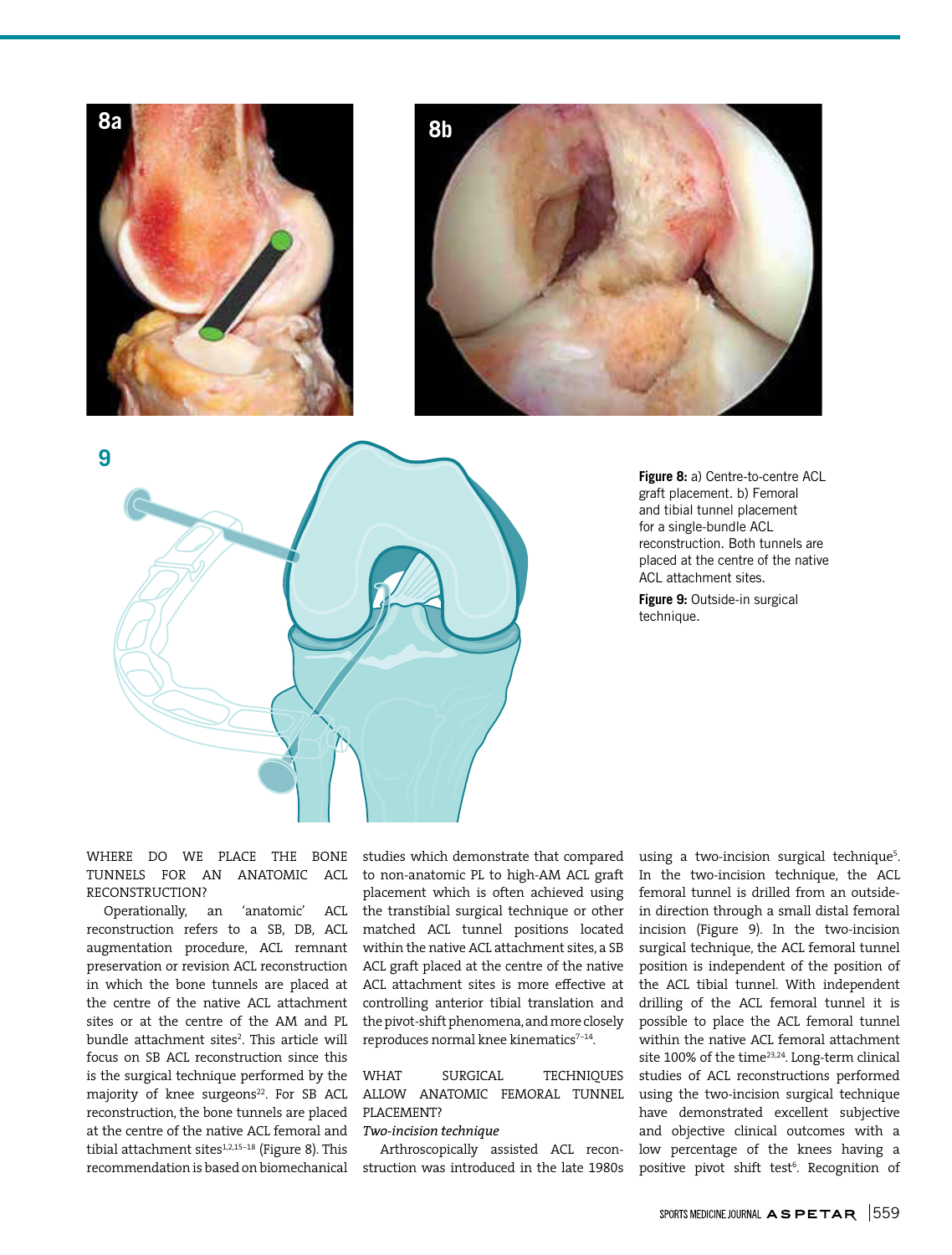Figure 8: a) Centre-to-centre ACL graft placement. b) Femoral and tibial tunnel placement for a single-bundle ACL reconstruction. Both tunnels are placed at the centre of the native ACL attachment sites.

Figure 9: Outside-in surgical technique.

## WHERE DO WE PLACE THE BONE TUNNELS FOR AN ANATOMIC ACL RECONSTRUCTION?

Operationally, an 'anatomic' ACL reconstruction refers to a SB, DB, ACL augmentation procedure, ACL remnant preservation or revision ACL reconstruction in which the bone tunnels are placed at the centre of the native ACL attachment sites or at the centre of the AM and PL bundle attachment sites[2]. This article will focus on SB ACL reconstruction since this is the surgical technique performed by the majority of knee surgeons[22]. For SB ACL reconstruction, the bone tunnels are placed at the centre of the native ACL femoral and tibial attachment sites[1,2,15–18] (Figure 8). This recommendation is based on biomechanical studies which demonstrate that compared to non-anatomic PL to high-AM ACL graft placement which is often achieved using the transtibial surgical technique or other matched ACL tunnel positions located within the native ACL attachment sites, a SB ACL graft placed at the centre of the native ACL attachment sites is more effective at controlling anterior tibial translation and the pivot-shift phenomena, and more closely reproduces normal knee kinematics[7–14].

## WHAT SURGICAL TECHNIQUES ALLOW ANATOMIC FEMORAL TUNNEL PLACEMENT?

### *Two-incision technique*

Arthroscopically assisted ACL reconstruction was introduced in the late 1980s using a two-incision surgical technique[5]. In the two-incision technique, the ACL femoral tunnel is drilled from an outside-in direction through a small distal femoral incision (Figure 9). In the two-incision surgical technique, the ACL femoral tunnel position is independent of the position of the ACL tibial tunnel. With independent drilling of the ACL femoral tunnel it is possible to place the ACL femoral tunnel within the native ACL femoral attachment site 100% of the time[23,24]. Long-term clinical studies of ACL reconstructions performed using the two-incision surgical technique have demonstrated excellent subjective and objective clinical outcomes with a low percentage of the knees having a positive pivot shift test[6]. Recognition of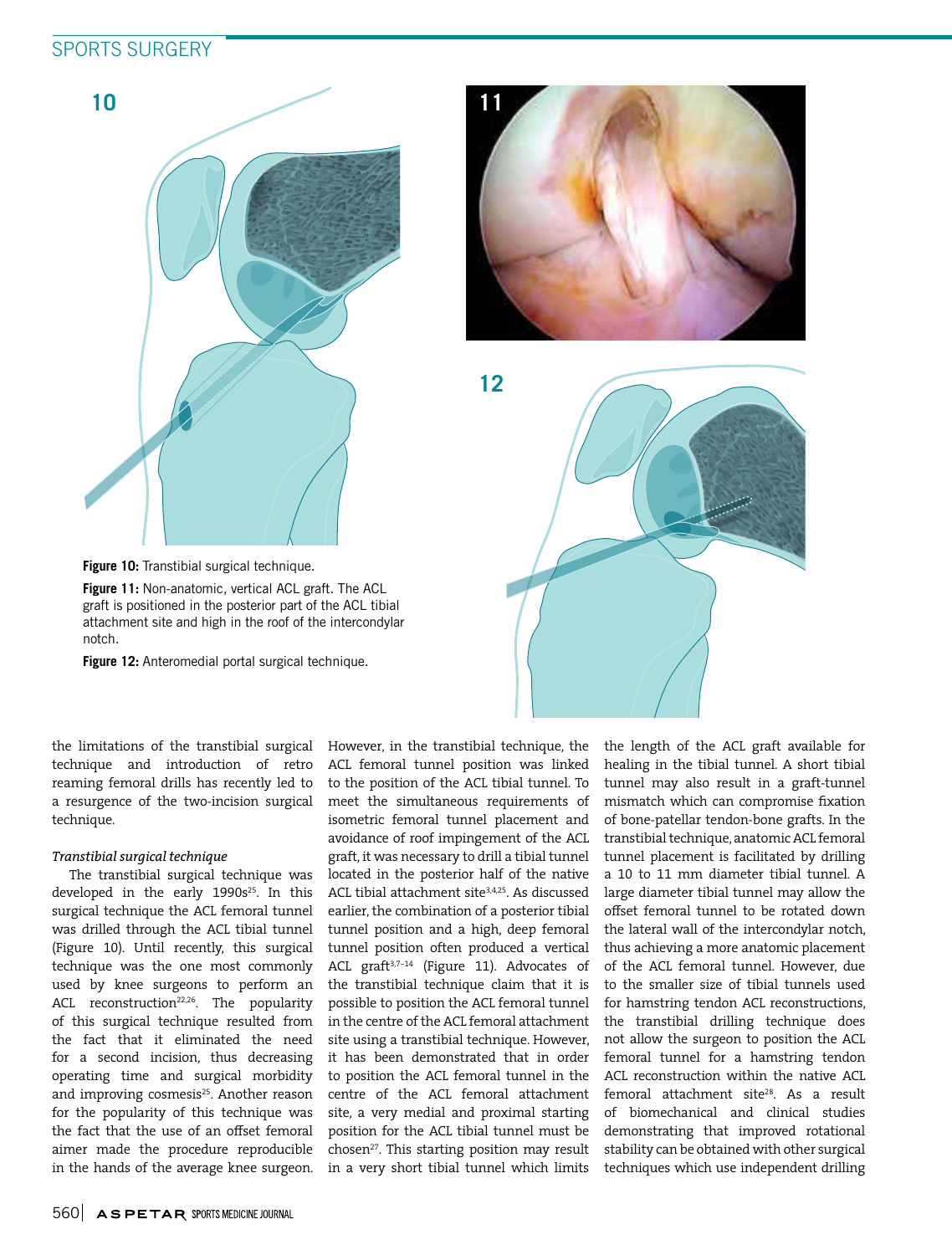Figure 10: Transtibial surgical technique.

Figure 11: Non-anatomic, vertical ACL graft. The ACL graft is positioned in the posterior part of the ACL tibial attachment site and high in the roof of the intercondylar notch.

Figure 12: Anteromedial portal surgical technique.

the limitations of the transtibial surgical technique and introduction of retro reaming femoral drills has recently led to a resurgence of the two-incision surgical technique.

*Transtibial surgical technique*

The transtibial surgical technique was developed in the early 1990s[25]. In this surgical technique the ACL femoral tunnel was drilled through the ACL tibial tunnel (Figure 10). Until recently, this surgical technique was the one most commonly used by knee surgeons to perform an ACL reconstruction[22,26]. The popularity of this surgical technique resulted from the fact that it eliminated the need for a second incision, thus decreasing operating time and surgical morbidity and improving cosmesis[25]. Another reason for the popularity of this technique was the fact that the use of an offset femoral aimer made the procedure reproducible in the hands of the average knee surgeon. However, in the transtibial technique, the ACL femoral tunnel position was linked to the position of the ACL tibial tunnel. To meet the simultaneous requirements of isometric femoral tunnel placement and avoidance of roof impingement of the ACL graft, it was necessary to drill a tibial tunnel located in the posterior half of the native ACL tibial attachment site[3,4,25]. As discussed earlier, the combination of a posterior tibial tunnel position and a high, deep femoral tunnel position often produced a vertical ACL graft[3,7–14] (Figure 11). Advocates of the transtibial technique claim that it is possible to position the ACL femoral tunnel in the centre of the ACL femoral attachment site using a transtibial technique. However, it has been demonstrated that in order to position the ACL femoral tunnel in the centre of the ACL femoral attachment site, a very medial and proximal starting position for the ACL tibial tunnel must be chosen[27]. This starting position may result in a very short tibial tunnel which limits the length of the ACL graft available for healing in the tibial tunnel. A short tibial tunnel may also result in a graft-tunnel mismatch which can compromise fixation of bone-patellar tendon-bone grafts. In the transtibial technique, anatomic ACL femoral tunnel placement is facilitated by drilling a 10 to 11 mm diameter tibial tunnel. A large diameter tibial tunnel may allow the offset femoral tunnel to be rotated down the lateral wall of the intercondylar notch, thus achieving a more anatomic placement of the ACL femoral tunnel. However, due to the smaller size of tibial tunnels used for hamstring tendon ACL reconstructions, the transtibial drilling technique does not allow the surgeon to position the ACL femoral tunnel for a hamstring tendon ACL reconstruction within the native ACL femoral attachment site[28]. As a result of biomechanical and clinical studies demonstrating that improved rotational stability can be obtained with other surgical techniques which use independent drilling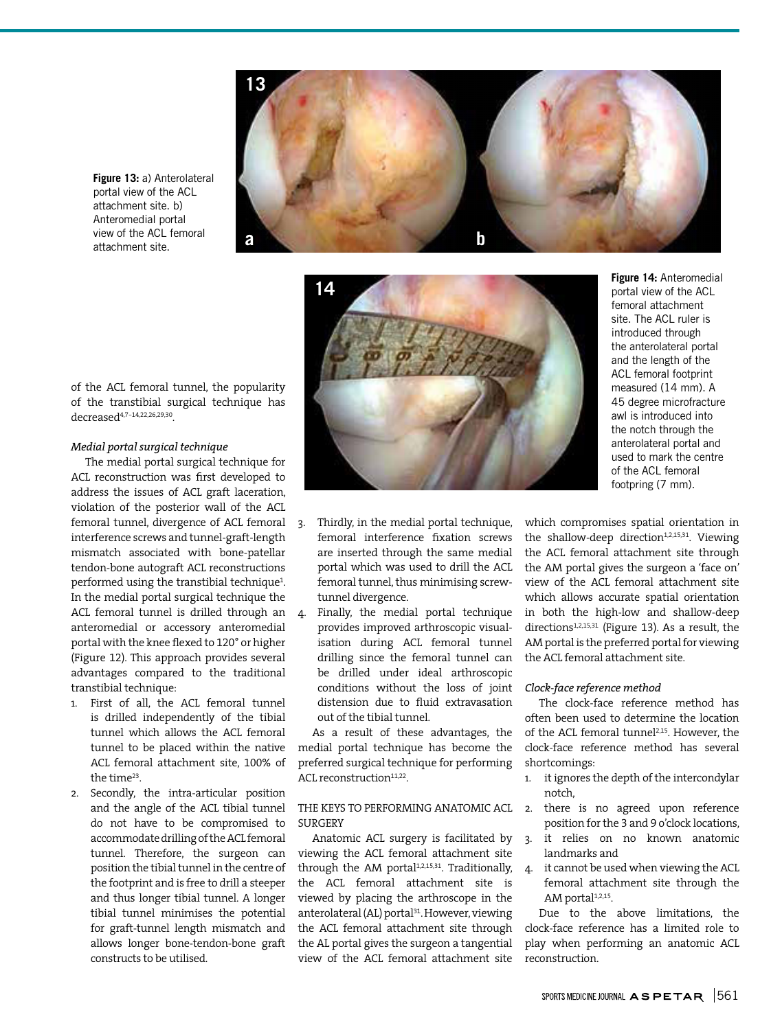Figure 13: a) Anterolateral portal view of the ACL attachment site. b) Anteromedial portal view of the ACL femoral attachment site.

Figure 14: Anteromedial portal view of the ACL femoral attachment site. The ACL ruler is introduced through the anterolateral portal and the length of the ACL femoral footprint measured (14 mm). A 45 degree microfracture awl is introduced into the notch through the anterolateral portal and used to mark the centre of the ACL femoral footpring (7 mm).

of the ACL femoral tunnel, the popularity of the transtibial surgical technique has decreased[4,7–14,22,26,29,30].

*Medial portal surgical technique*

The medial portal surgical technique for ACL reconstruction was first developed to address the issues of ACL graft laceration, violation of the posterior wall of the ACL femoral tunnel, divergence of ACL femoral interference screws and tunnel-graft-length mismatch associated with bone-patellar tendon-bone autograft ACL reconstructions performed using the transtibial technique[1]. In the medial portal surgical technique the ACL femoral tunnel is drilled through an anteromedial or accessory anteromedial portal with the knee flexed to 120° or higher (Figure 12). This approach provides several advantages compared to the traditional transtibial technique:

1. First of all, the ACL femoral tunnel is drilled independently of the tibial tunnel which allows the ACL femoral tunnel to be placed within the native ACL femoral attachment site, 100% of the time[23].
2. Secondly, the intra-articular position and the angle of the ACL tibial tunnel do not have to be compromised to accommodate drilling of the ACL femoral tunnel. Therefore, the surgeon can position the tibial tunnel in the centre of the footprint and is free to drill a steeper and thus longer tibial tunnel. A longer tibial tunnel minimises the potential for graft-tunnel length mismatch and allows longer bone-tendon-bone graft constructs to be utilised.
3. Thirdly, in the medial portal technique, femoral interference fixation screws are inserted through the same medial portal which was used to drill the ACL femoral tunnel, thus minimising screw-tunnel divergence.
4. Finally, the medial portal technique provides improved arthroscopic visualisation during ACL femoral tunnel drilling since the femoral tunnel can be drilled under ideal arthroscopic conditions without the loss of joint distension due to fluid extravasation out of the tibial tunnel.

As a result of these advantages, the medial portal technique has become the preferred surgical technique for performing ACL reconstruction[11,22].

## THE KEYS TO PERFORMING ANATOMIC ACL SURGERY

Anatomic ACL surgery is facilitated by viewing the ACL femoral attachment site through the AM portal[1,2,15,31]. Traditionally, the ACL femoral attachment site is viewed by placing the arthroscope in the anterolateral (AL) portal[31]. However, viewing the ACL femoral attachment site through the AL portal gives the surgeon a tangential view of the ACL femoral attachment site which compromises spatial orientation in the shallow-deep direction[1,2,15,31]. Viewing the ACL femoral attachment site through the AM portal gives the surgeon a 'face on' view of the ACL femoral attachment site which allows accurate spatial orientation in both the high-low and shallow-deep directions[1,2,15,31] (Figure 13). As a result, the AM portal is the preferred portal for viewing the ACL femoral attachment site.

*Clock-face reference method*

The clock-face reference method has often been used to determine the location of the ACL femoral tunnel[2,15]. However, the clock-face reference method has several shortcomings:

1. it ignores the depth of the intercondylar notch,
2. there is no agreed upon reference position for the 3 and 9 o'clock locations,
3. it relies on no known anatomic landmarks and
4. it cannot be used when viewing the ACL femoral attachment site through the AM portal[1,2,15].

Due to the above limitations, the clock-face reference has a limited role to play when performing an anatomic ACL reconstruction.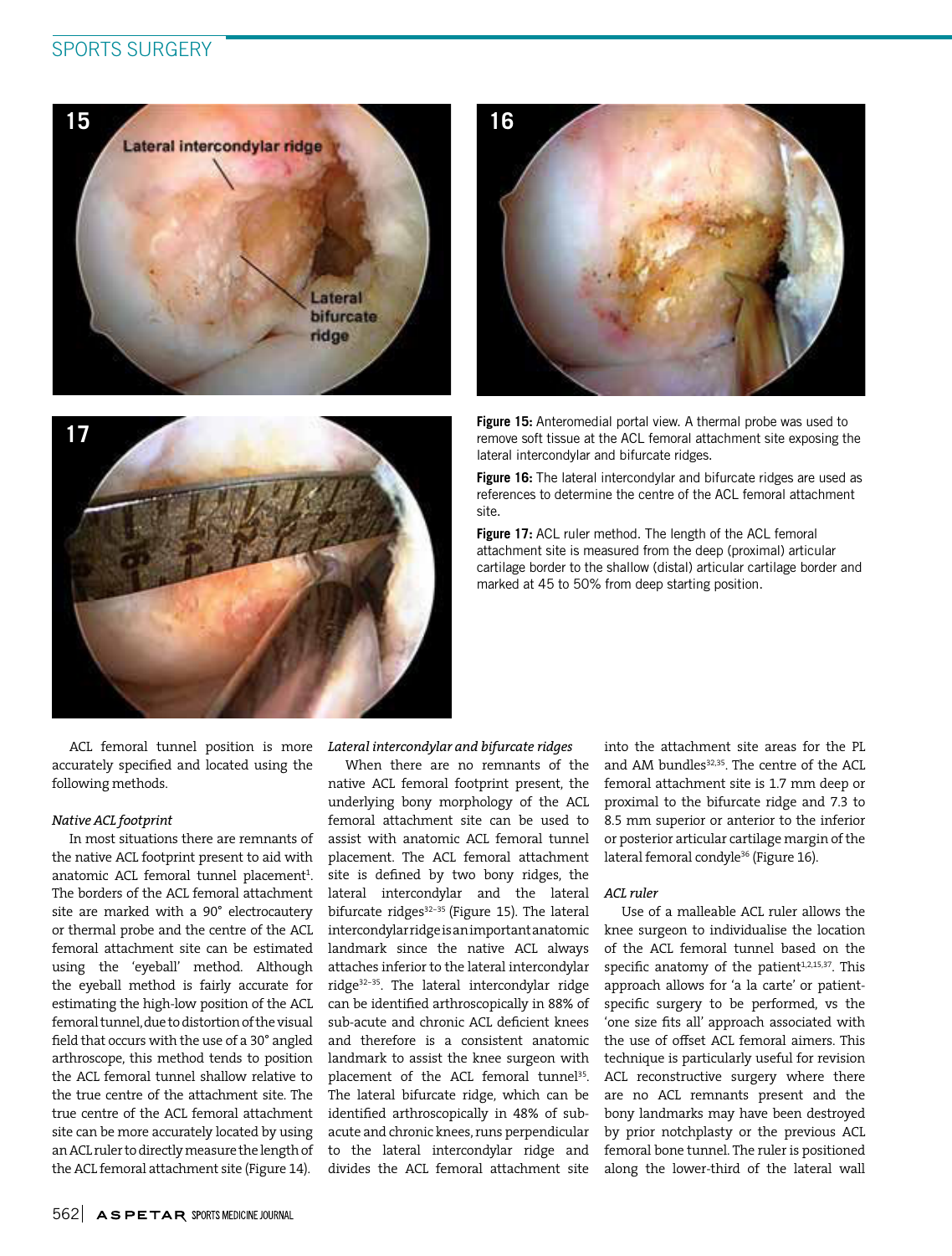Figure 15: Anteromedial portal view. A thermal probe was used to remove soft tissue at the ACL femoral attachment site exposing the lateral intercondylar and bifurcate ridges.

Figure 16: The lateral intercondylar and bifurcate ridges are used as references to determine the centre of the ACL femoral attachment site.

Figure 17: ACL ruler method. The length of the ACL femoral attachment site is measured from the deep (proximal) articular cartilage border to the shallow (distal) articular cartilage border and marked at 45 to 50% from deep starting position.

ACL femoral tunnel position is more accurately specified and located using the following methods.

*Native ACL footprint*

In most situations there are remnants of the native ACL footprint present to aid with anatomic ACL femoral tunnel placement[1]. The borders of the ACL femoral attachment site are marked with a 90° electrocautery or thermal probe and the centre of the ACL femoral attachment site can be estimated using the 'eyeball' method. Although the eyeball method is fairly accurate for estimating the high-low position of the ACL femoral tunnel, due to distortion of the visual field that occurs with the use of a 30° angled arthroscope, this method tends to position the ACL femoral tunnel shallow relative to the true centre of the attachment site. The true centre of the ACL femoral attachment site can be more accurately located by using an ACL ruler to directly measure the length of the ACL femoral attachment site (Figure 14).

*Lateral intercondylar and bifurcate ridges*

When there are no remnants of the native ACL femoral footprint present, the underlying bony morphology of the ACL femoral attachment site can be used to assist with anatomic ACL femoral tunnel placement. The ACL femoral attachment site is defined by two bony ridges, the lateral intercondylar and the lateral bifurcate ridges[32–35] (Figure 15). The lateral intercondylar ridge is an important anatomic landmark since the native ACL always attaches inferior to the lateral intercondylar ridge[32–35]. The lateral intercondylar ridge can be identified arthroscopically in 88% of sub-acute and chronic ACL deficient knees and therefore is a consistent anatomic landmark to assist the knee surgeon with placement of the ACL femoral tunnel[35]. The lateral bifurcate ridge, which can be identified arthroscopically in 48% of sub-acute and chronic knees, runs perpendicular to the lateral intercondylar ridge and divides the ACL femoral attachment site into the attachment site areas for the PL and AM bundles[32,35]. The centre of the ACL femoral attachment site is 1.7 mm deep or proximal to the bifurcate ridge and 7.3 to 8.5 mm superior or anterior to the inferior or posterior articular cartilage margin of the lateral femoral condyle[36] (Figure 16).

*ACL ruler*

Use of a malleable ACL ruler allows the knee surgeon to individualise the location of the ACL femoral tunnel based on the specific anatomy of the patient[1,2,15,37]. This approach allows for 'a la carte' or patient-specific surgery to be performed, vs the 'one size fits all' approach associated with the use of offset ACL femoral aimers. This technique is particularly useful for revision ACL reconstructive surgery where there are no ACL remnants present and the bony landmarks may have been destroyed by prior notchplasty or the previous ACL femoral bone tunnel. The ruler is positioned along the lower-third of the lateral wall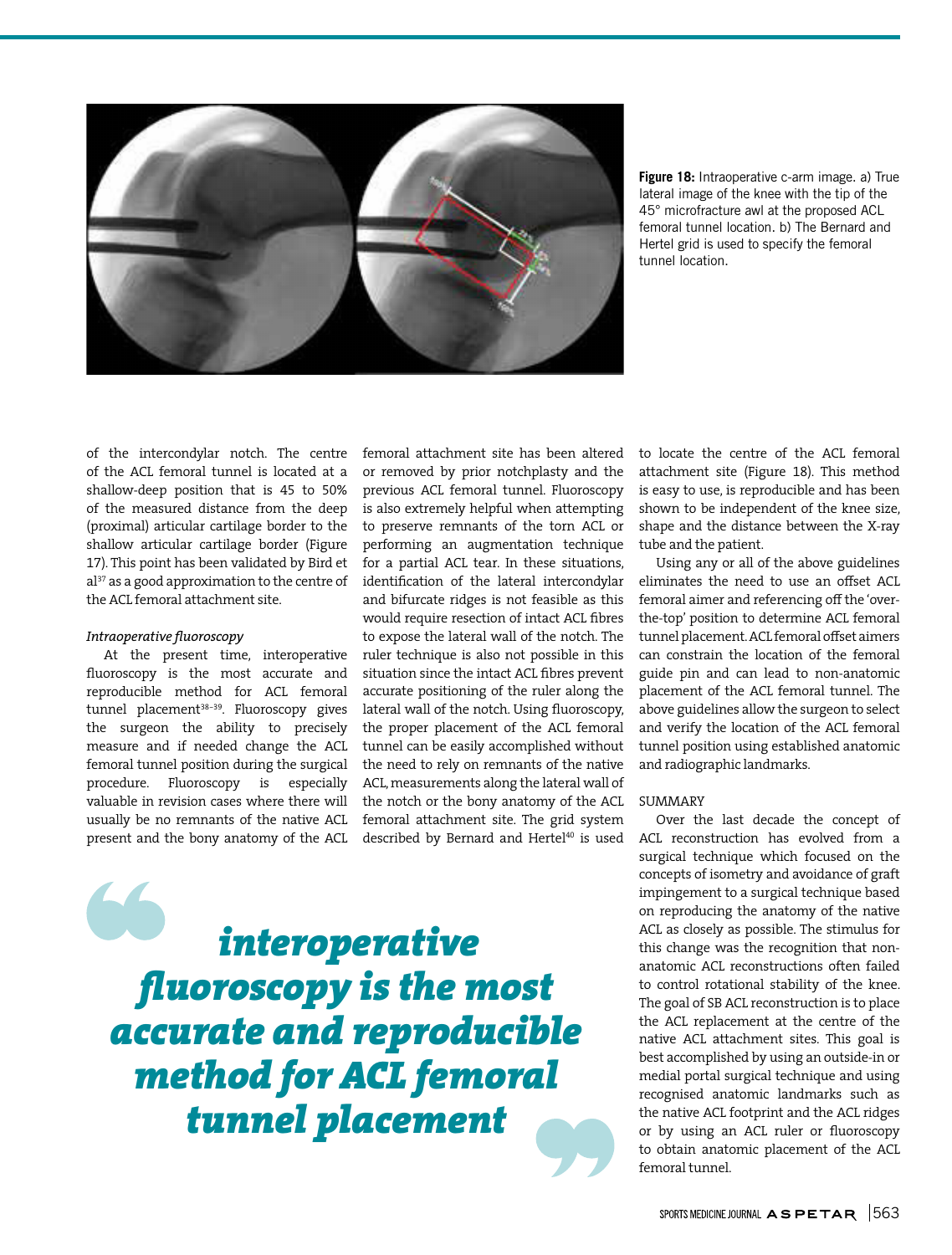Figure 18: Intraoperative c-arm image. a) True lateral image of the knee with the tip of the 45° microfracture awl at the proposed ACL femoral tunnel location. b) The Bernard and Hertel grid is used to specify the femoral tunnel location.

of the intercondylar notch. The centre of the ACL femoral tunnel is located at a shallow-deep position that is 45 to 50% of the measured distance from the deep (proximal) articular cartilage border to the shallow articular cartilage border (Figure 17). This point has been validated by Bird et al[37] as a good approximation to the centre of the ACL femoral attachment site.

*Intraoperative fluoroscopy*

At the present time, interoperative fluoroscopy is the most accurate and reproducible method for ACL femoral tunnel placement[38-39]. Fluoroscopy gives the surgeon the ability to precisely measure and if needed change the ACL femoral tunnel position during the surgical procedure. Fluoroscopy is especially valuable in revision cases where there will usually be no remnants of the native ACL present and the bony anatomy of the ACL femoral attachment site has been altered or removed by prior notchplasty and the previous ACL femoral tunnel. Fluoroscopy is also extremely helpful when attempting to preserve remnants of the torn ACL or performing an augmentation technique for a partial ACL tear. In these situations, identification of the lateral intercondylar and bifurcate ridges is not feasible as this would require resection of intact ACL fibres to expose the lateral wall of the notch. The ruler technique is also not possible in this situation since the intact ACL fibres prevent accurate positioning of the ruler along the lateral wall of the notch. Using fluoroscopy, the proper placement of the ACL femoral tunnel can be easily accomplished without the need to rely on remnants of the native ACL, measurements along the lateral wall of the notch or the bony anatomy of the ACL femoral attachment site. The grid system described by Bernard and Hertel[40] is used to locate the centre of the ACL femoral attachment site (Figure 18). This method is easy to use, is reproducible and has been shown to be independent of the knee size, shape and the distance between the X-ray tube and the patient.

> *interoperative fluoroscopy is the most accurate and reproducible method for ACL femoral tunnel placement*

Using any or all of the above guidelines eliminates the need to use an offset ACL femoral aimer and referencing off the 'over-the-top' position to determine ACL femoral tunnel placement. ACL femoral offset aimers can constrain the location of the femoral guide pin and can lead to non-anatomic placement of the ACL femoral tunnel. The above guidelines allow the surgeon to select and verify the location of the ACL femoral tunnel position using established anatomic and radiographic landmarks.

## SUMMARY

Over the last decade the concept of ACL reconstruction has evolved from a surgical technique which focused on the concepts of isometry and avoidance of graft impingement to a surgical technique based on reproducing the anatomy of the native ACL as closely as possible. The stimulus for this change was the recognition that non-anatomic ACL reconstructions often failed to control rotational stability of the knee. The goal of SB ACL reconstruction is to place the ACL replacement at the centre of the native ACL attachment sites. This goal is best accomplished by using an outside-in or medial portal surgical technique and using recognised anatomic landmarks such as the native ACL footprint and the ACL ridges or by using an ACL ruler or fluoroscopy to obtain anatomic placement of the ACL femoral tunnel.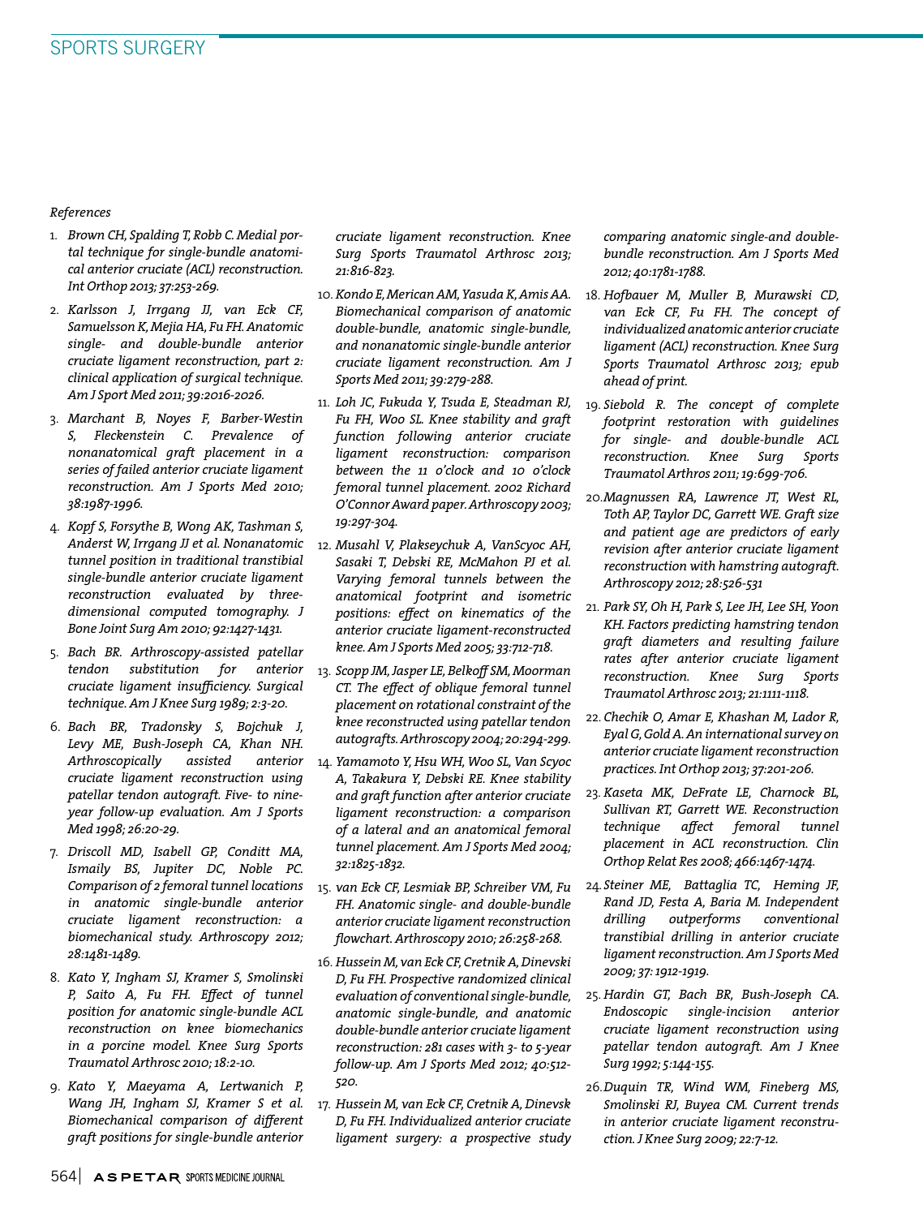*References*

1. *Brown CH, Spalding T, Robb C. Medial portal technique for single-bundle anatomical anterior cruciate (ACL) reconstruction. Int Orthop 2013; 37:253-269.*
2. *Karlsson J, Irrgang JJ, van Eck CF, Samuelsson K, Mejia HA, Fu FH. Anatomic single- and double-bundle anterior cruciate ligament reconstruction, part 2: clinical application of surgical technique. Am J Sport Med 2011; 39:2016-2026.*
3. *Marchant B, Noyes F, Barber-Westin S, Fleckenstein C. Prevalence of nonanatomical graft placement in a series of failed anterior cruciate ligament reconstruction. Am J Sports Med 2010; 38:1987-1996.*
4. *Kopf S, Forsythe B, Wong AK, Tashman S, Anderst W, Irrgang JJ et al. Nonanatomic tunnel position in traditional transtibial single-bundle anterior cruciate ligament reconstruction evaluated by three-dimensional computed tomography. J Bone Joint Surg Am 2010; 92:1427-1431.*
5. *Bach BR. Arthroscopy-assisted patellar tendon substitution for anterior cruciate ligament insufficiency. Surgical technique. Am J Knee Surg 1989; 2:3-20.*
6. *Bach BR, Tradonsky S, Bojchuk J, Levy ME, Bush-Joseph CA, Khan NH. Arthroscopically assisted anterior cruciate ligament reconstruction using patellar tendon autograft. Five- to nine-year follow-up evaluation. Am J Sports Med 1998; 26:20-29.*
7. *Driscoll MD, Isabell GP, Conditt MA, Ismaily BS, Jupiter DC, Noble PC. Comparison of 2 femoral tunnel locations in anatomic single-bundle anterior cruciate ligament reconstruction: a biomechanical study. Arthroscopy 2012; 28:1481-1489.*
8. *Kato Y, Ingham SJ, Kramer S, Smolinski P, Saito A, Fu FH. Effect of tunnel position for anatomic single-bundle ACL reconstruction on knee biomechanics in a porcine model. Knee Surg Sports Traumatol Arthrosc 2010; 18:2-10.*
9. *Kato Y, Maeyama A, Lertwanich P, Wang JH, Ingham SJ, Kramer S et al. Biomechanical comparison of different graft positions for single-bundle anterior cruciate ligament reconstruction. Knee Surg Sports Traumatol Arthrosc 2013; 21:816-823.*
10. *Kondo E, Merican AM, Yasuda K, Amis AA. Biomechanical comparison of anatomic double-bundle, anatomic single-bundle, and nonanatomic single-bundle anterior cruciate ligament reconstruction. Am J Sports Med 2011; 39:279-288.*
11. *Loh JC, Fukuda Y, Tsuda E, Steadman RJ, Fu FH, Woo SL. Knee stability and graft function following anterior cruciate ligament reconstruction: comparison between the 11 o'clock and 10 o'clock femoral tunnel placement. 2002 Richard O'Connor Award paper. Arthroscopy 2003; 19:297-304.*
12. *Musahl V, Plakseychuk A, VanScyoc AH, Sasaki T, Debski RE, McMahon PJ et al. Varying femoral tunnels between the anatomical footprint and isometric positions: effect on kinematics of the anterior cruciate ligament-reconstructed knee. Am J Sports Med 2005; 33:712-718.*
13. *Scopp JM, Jasper LE, Belkoff SM, Moorman CT. The effect of oblique femoral tunnel placement on rotational constraint of the knee reconstructed using patellar tendon autografts. Arthroscopy 2004; 20:294-299.*
14. *Yamamoto Y, Hsu WH, Woo SL, Van Scyoc A, Takakura Y, Debski RE. Knee stability and graft function after anterior cruciate ligament reconstruction: a comparison of a lateral and an anatomical femoral tunnel placement. Am J Sports Med 2004; 32:1825-1832.*
15. *van Eck CF, Lesniak BP, Schreiber VM, Fu FH. Anatomic single- and double-bundle anterior cruciate ligament reconstruction flowchart. Arthroscopy 2010; 26:258-268.*
16. *Hussein M, van Eck CF, Cretnik A, Dinevski D, Fu FH. Prospective randomized clinical evaluation of conventional single-bundle, anatomic single-bundle, and anatomic double-bundle anterior cruciate ligament reconstruction: 281 cases with 3- to 5-year follow-up. Am J Sports Med 2012; 40:512-520.*
17. *Hussein M, van Eck CF, Cretnik A, Dinevsk D, Fu FH. Individualized anterior cruciate ligament surgery: a prospective study comparing anatomic single-and double-bundle reconstruction. Am J Sports Med 2012; 40:1781-1788.*
18. *Hofbauer M, Muller B, Murawski CD, van Eck CF, Fu FH. The concept of individualized anatomic anterior cruciate ligament (ACL) reconstruction. Knee Surg Sports Traumatol Arthrosc 2013; epub ahead of print.*
19. *Siebold R. The concept of complete footprint restoration with guidelines for single- and double-bundle ACL reconstruction. Knee Surg Sports Traumatol Arthros 2011; 19:699-706.*
20. *Magnussen RA, Lawrence JT, West RL, Toth AP, Taylor DC, Garrett WE. Graft size and patient age are predictors of early revision after anterior cruciate ligament reconstruction with hamstring autograft. Arthroscopy 2012; 28:526-531*
21. *Park SY, Oh H, Park S, Lee JH, Lee SH, Yoon KH. Factors predicting hamstring tendon graft diameters and resulting failure rates after anterior cruciate ligament reconstruction. Knee Surg Sports Traumatol Arthrosc 2013; 21:1111-1118.*
22. *Chechik O, Amar E, Khashan M, Lador R, Eyal G, Gold A. An international survey on anterior cruciate ligament reconstruction practices. Int Orthop 2013; 37:201-206.*
23. *Kaseta MK, DeFrate LE, Charnock BL, Sullivan RT, Garrett WE. Reconstruction technique affect femoral tunnel placement in ACL reconstruction. Clin Orthop Relat Res 2008; 466:1467-1474.*
24. *Steiner ME, Battaglia TC, Heming JF, Rand JD, Festa A, Baria M. Independent drilling outperforms conventional transtibial drilling in anterior cruciate ligament reconstruction. Am J Sports Med 2009; 37: 1912-1919.*
25. *Hardin GT, Bach BR, Bush-Joseph CA. Endoscopic single-incision anterior cruciate ligament reconstruction using patellar tendon autograft. Am J Knee Surg 1992; 5:144-155.*
26. *Duquin TR, Wind WM, Fineberg MS, Smolinski RJ, Buyea CM. Current trends in anterior cruciate ligament reconstruction. J Knee Surg 2009; 22:7-12.*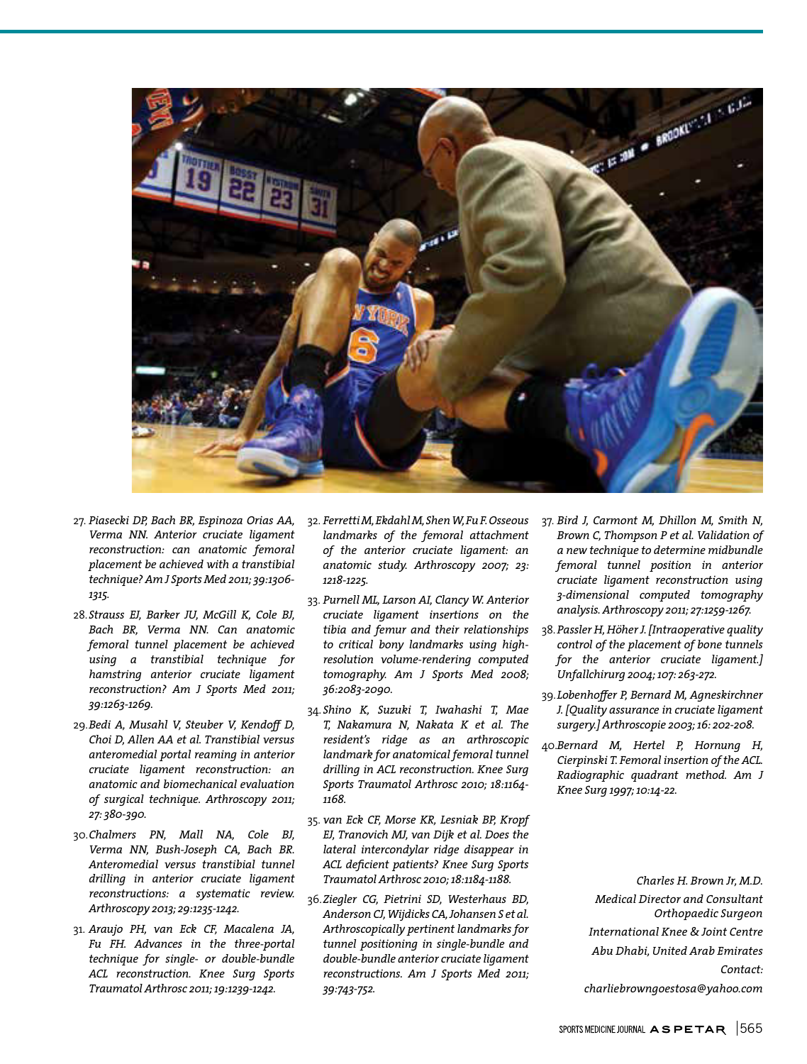27. *Piasecki DP, Bach BR, Espinoza Orias AA, Verma NN. Anterior cruciate ligament reconstruction: can anatomic femoral placement be achieved with a transtibial technique? Am J Sports Med 2011; 39:1306-1315.*

28. *Strauss EJ, Barker JU, McGill K, Cole BJ, Bach BR, Verma NN. Can anatomic femoral tunnel placement be achieved using a transtibial technique for hamstring anterior cruciate ligament reconstruction? Am J Sports Med 2011; 39:1263-1269.*

29. *Bedi A, Musahl V, Steuber V, Kendoff D, Choi D, Allen AA et al. Transtibial versus anteromedial portal reaming in anterior cruciate ligament reconstruction: an anatomic and biomechanical evaluation of surgical technique. Arthroscopy 2011; 27: 380-390.*

30. *Chalmers PN, Mall NA, Cole BJ, Verma NN, Bush-Joseph CA, Bach BR. Anteromedial versus transtibial tunnel drilling in anterior cruciate ligament reconstructions: a systematic review. Arthroscopy 2013; 29:1235-1242.*

31. *Araujo PH, van Eck CF, Macalena JA, Fu FH. Advances in the three-portal technique for single- or double-bundle ACL reconstruction. Knee Surg Sports Traumatol Arthrosc 2011; 19:1239-1242.*

32. *Ferretti M, Ekdahl M, Shen W, Fu F. Osseous landmarks of the femoral attachment of the anterior cruciate ligament: an anatomic study. Arthroscopy 2007; 23: 1218-1225.*

33. *Purnell ML, Larson AI, Clancy W. Anterior cruciate ligament insertions on the tibia and femur and their relationships to critical bony landmarks using high-resolution volume-rendering computed tomography. Am J Sports Med 2008; 36:2083-2090.*

34. *Shino K, Suzuki T, Iwahashi T, Mae T, Nakamura N, Nakata K et al. The resident's ridge as an arthroscopic landmark for anatomical femoral tunnel drilling in ACL reconstruction. Knee Surg Sports Traumatol Arthrosc 2010; 18:1164-1168.*

35. *van Eck CF, Morse KR, Lesniak BP, Kropf EJ, Tranovich MJ, van Dijk et al. Does the lateral intercondylar ridge disappear in ACL deficient patients? Knee Surg Sports Traumatol Arthrosc 2010; 18:1184-1188.*

36. *Ziegler CG, Pietrini SD, Westerhaus BD, Anderson CJ, Wijdicks CA, Johansen S et al. Arthroscopically pertinent landmarks for tunnel positioning in single-bundle and double-bundle anterior cruciate ligament reconstructions. Am J Sports Med 2011; 39:743-752.*

37. *Bird J, Carmont M, Dhillon M, Smith N, Brown C, Thompson P et al. Validation of a new technique to determine midbundle femoral tunnel position in anterior cruciate ligament reconstruction using 3-dimensional computed tomography analysis. Arthroscopy 2011; 27:1259-1267.*

38. *Passler H, Höher J. [Intraoperative quality control of the placement of bone tunnels for the anterior cruciate ligament.] Unfallchirurg 2004; 107: 263-272.*

39. *Lobenhoffer P, Bernard M, Agneskirchner J. [Quality assurance in cruciate ligament surgery.] Arthroscopie 2003; 16: 202-208.*

40. *Bernard M, Hertel P, Hornung H, Cierpinski T. Femoral insertion of the ACL. Radiographic quadrant method. Am J Knee Surg 1997; 10:14-22.*

*Charles H. Brown Jr, M.D.*
*Medical Director and Consultant Orthopaedic Surgeon*
*International Knee & Joint Centre*
*Abu Dhabi, United Arab Emirates*
*Contact:*
*charliebrowngoestosa@yahoo.com*